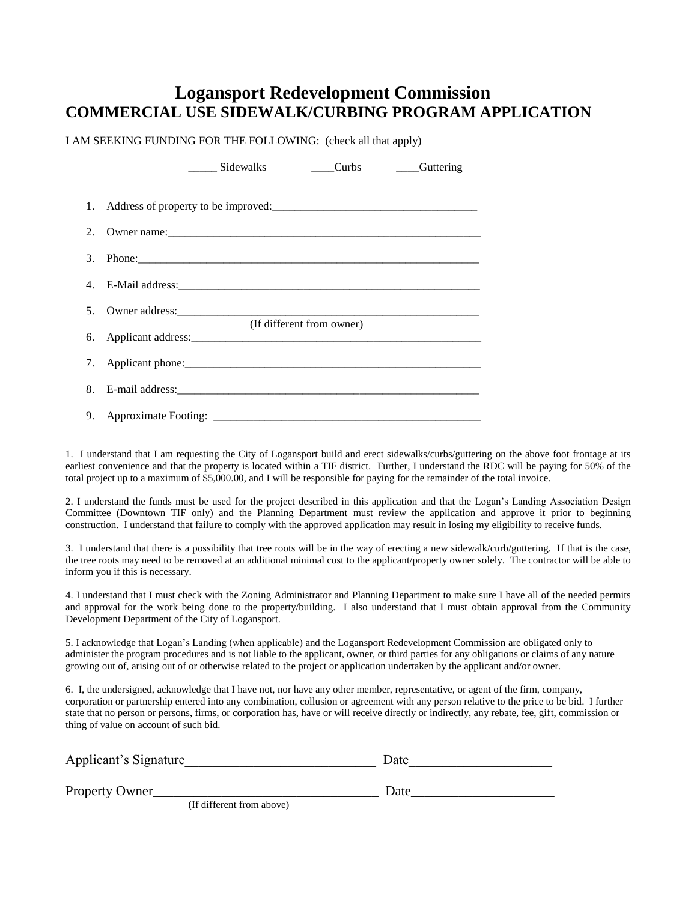# Logansport Redevelopment Commission

## COMMERCIAL USE SIDEWALK/CURBING PROGRAM APPLICATION

I AM SEEKING FUNDING FOR THE FOLLOWING: (check all that apply)

_____ Sidewalks ____Curbs ____Guttering

1. Address of property to be improved:___________________________________
2. Owner name:_______________________________________________________
3. Phone:___________________________________________________________
4. E-Mail address:____________________________________________________
5. Owner address:____________________________________________________
   (If different from owner)
6. Applicant address:__________________________________________________
7. Applicant phone:___________________________________________________
8. E-mail address:____________________________________________________
9. Approximate Footing: _______________________________________________

1. I understand that I am requesting the City of Logansport build and erect sidewalks/curbs/guttering on the above foot frontage at its earliest convenience and that the property is located within a TIF district. Further, I understand the RDC will be paying for 50% of the total project up to a maximum of $5,000.00, and I will be responsible for paying for the remainder of the total invoice.

2. I understand the funds must be used for the project described in this application and that the Logan's Landing Association Design Committee (Downtown TIF only) and the Planning Department must review the application and approve it prior to beginning construction. I understand that failure to comply with the approved application may result in losing my eligibility to receive funds.

3. I understand that there is a possibility that tree roots will be in the way of erecting a new sidewalk/curb/guttering. If that is the case, the tree roots may need to be removed at an additional minimal cost to the applicant/property owner solely. The contractor will be able to inform you if this is necessary.

4. I understand that I must check with the Zoning Administrator and Planning Department to make sure I have all of the needed permits and approval for the work being done to the property/building. I also understand that I must obtain approval from the Community Development Department of the City of Logansport.

5. I acknowledge that Logan's Landing (when applicable) and the Logansport Redevelopment Commission are obligated only to administer the program procedures and is not liable to the applicant, owner, or third parties for any obligations or claims of any nature growing out of, arising out of or otherwise related to the project or application undertaken by the applicant and/or owner.

6. I, the undersigned, acknowledge that I have not, nor have any other member, representative, or agent of the firm, company, corporation or partnership entered into any combination, collusion or agreement with any person relative to the price to be bid. I further state that no person or persons, firms, or corporation has, have or will receive directly or indirectly, any rebate, fee, gift, commission or thing of value on account of such bid.

Applicant's Signature____________________________ Date_____________________

Property Owner_________________________________ Date_____________________
(If different from above)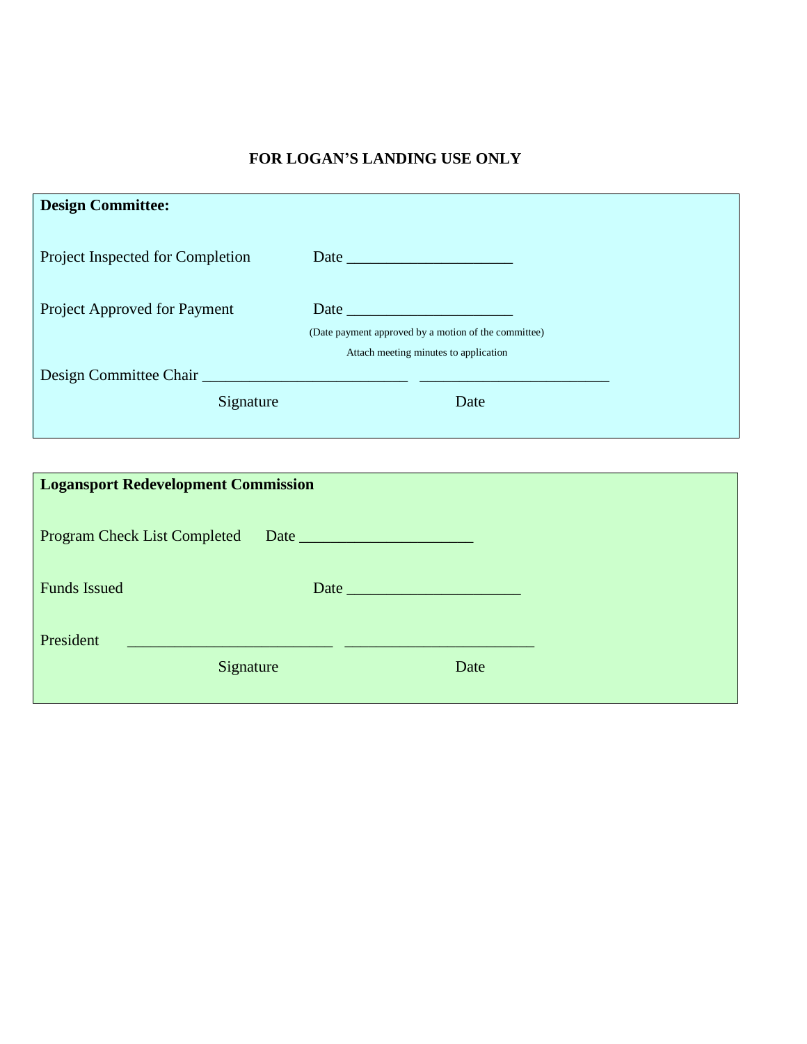**FOR LOGAN'S LANDING USE ONLY**

**Design Committee:**

Project Inspected for Completion Date ____________________

Project Approved for Payment Date ____________________

(Date payment approved by a motion of the committee)

Attach meeting minutes to application

Design Committee Chair _________________________ _______________________

Signature Date

**Logansport Redevelopment Commission**

Program Check List Completed Date _____________________

Funds Issued Date _____________________

President _________________________ _______________________

Signature Date